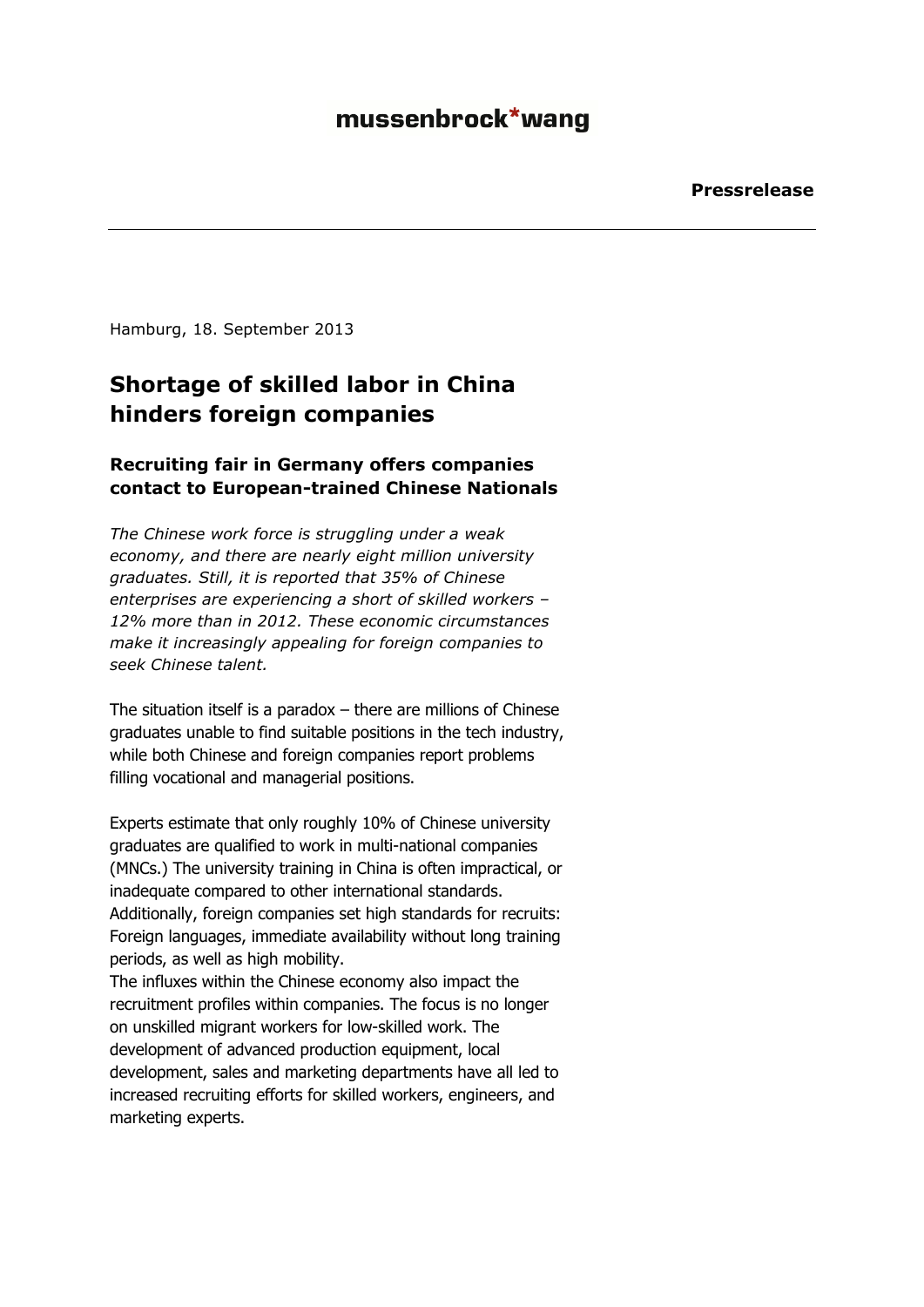mussenbrock*wang

**Pressrelease**

---

Hamburg, 18. September 2013

# Shortage of skilled labor in China hinders foreign companies

## Recruiting fair in Germany offers companies contact to European-trained Chinese Nationals

*The Chinese work force is struggling under a weak economy, and there are nearly eight million university graduates. Still, it is reported that 35% of Chinese enterprises are experiencing a short of skilled workers – 12% more than in 2012. These economic circumstances make it increasingly appealing for foreign companies to seek Chinese talent.*

The situation itself is a paradox – there are millions of Chinese graduates unable to find suitable positions in the tech industry, while both Chinese and foreign companies report problems filling vocational and managerial positions.

Experts estimate that only roughly 10% of Chinese university graduates are qualified to work in multi-national companies (MNCs.) The university training in China is often impractical, or inadequate compared to other international standards. Additionally, foreign companies set high standards for recruits: Foreign languages, immediate availability without long training periods, as well as high mobility.
The influxes within the Chinese economy also impact the recruitment profiles within companies. The focus is no longer on unskilled migrant workers for low-skilled work. The development of advanced production equipment, local development, sales and marketing departments have all led to increased recruiting efforts for skilled workers, engineers, and marketing experts.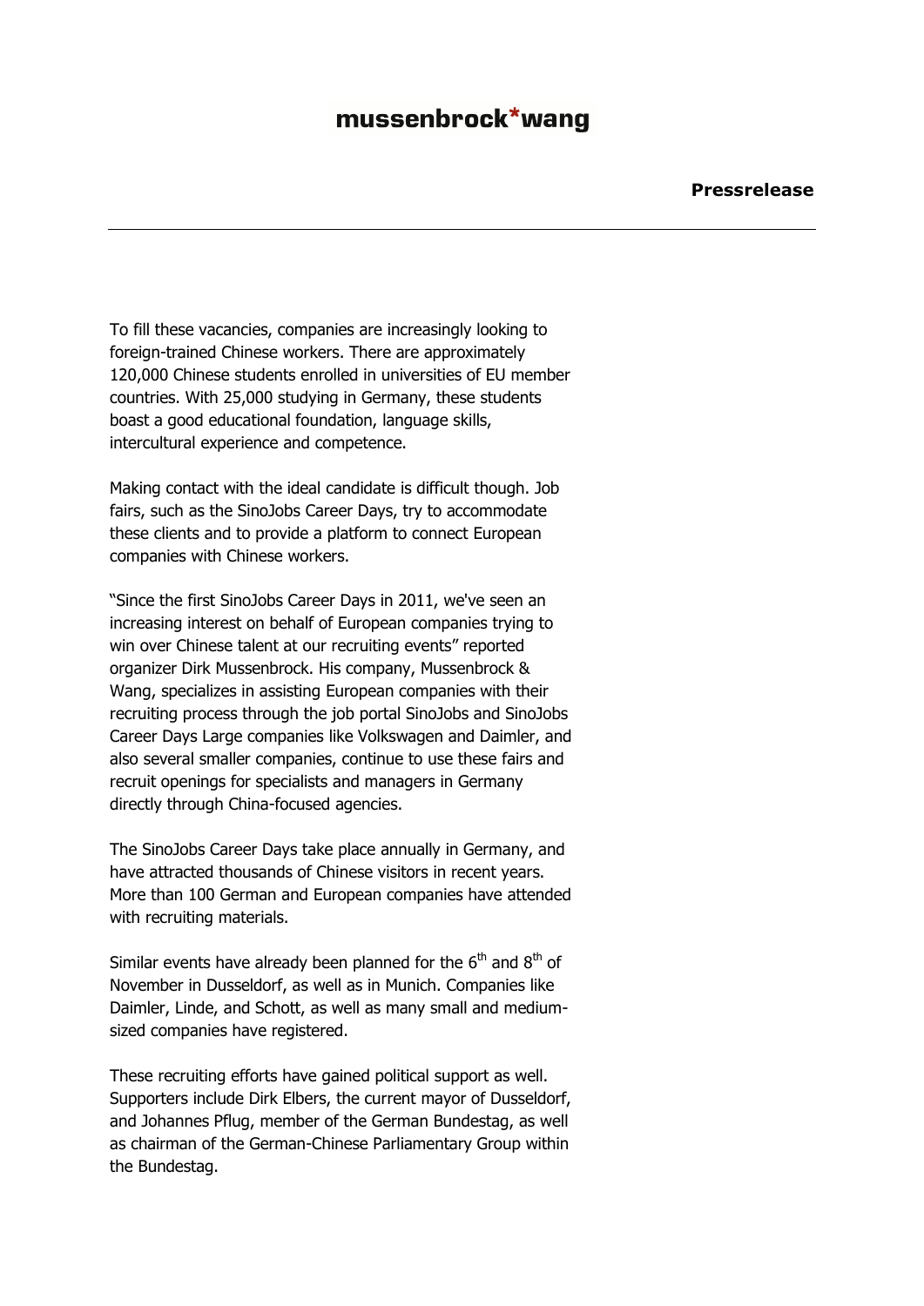To fill these vacancies, companies are increasingly looking to foreign-trained Chinese workers. There are approximately 120,000 Chinese students enrolled in universities of EU member countries. With 25,000 studying in Germany, these students boast a good educational foundation, language skills, intercultural experience and competence.

Making contact with the ideal candidate is difficult though. Job fairs, such as the SinoJobs Career Days, try to accommodate these clients and to provide a platform to connect European companies with Chinese workers.

"Since the first SinoJobs Career Days in 2011, we've seen an increasing interest on behalf of European companies trying to win over Chinese talent at our recruiting events" reported organizer Dirk Mussenbrock. His company, Mussenbrock & Wang, specializes in assisting European companies with their recruiting process through the job portal SinoJobs and SinoJobs Career Days Large companies like Volkswagen and Daimler, and also several smaller companies, continue to use these fairs and recruit openings for specialists and managers in Germany directly through China-focused agencies.

The SinoJobs Career Days take place annually in Germany, and have attracted thousands of Chinese visitors in recent years. More than 100 German and European companies have attended with recruiting materials.

Similar events have already been planned for the 6th and 8th of November in Dusseldorf, as well as in Munich. Companies like Daimler, Linde, and Schott, as well as many small and medium-sized companies have registered.

These recruiting efforts have gained political support as well. Supporters include Dirk Elbers, the current mayor of Dusseldorf, and Johannes Pflug, member of the German Bundestag, as well as chairman of the German-Chinese Parliamentary Group within the Bundestag.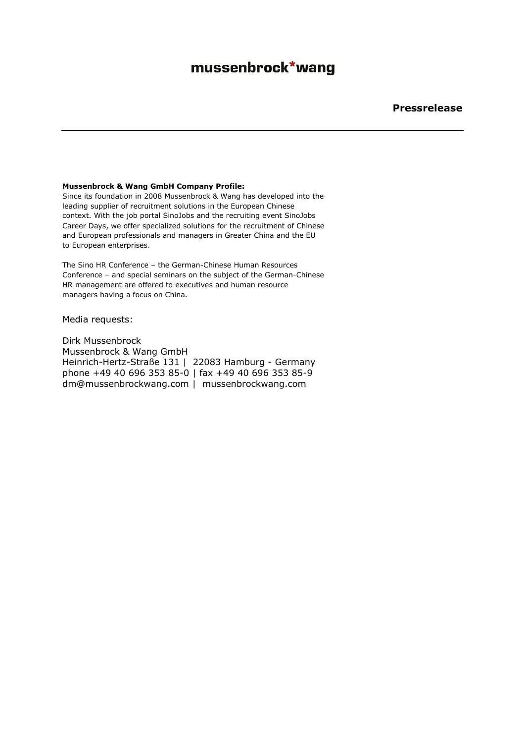**Mussenbrock & Wang GmbH Company Profile:**

Since its foundation in 2008 Mussenbrock & Wang has developed into the leading supplier of recruitment solutions in the European Chinese context. With the job portal SinoJobs and the recruiting event SinoJobs Career Days, we offer specialized solutions for the recruitment of Chinese and European professionals and managers in Greater China and the EU to European enterprises.

The Sino HR Conference – the German-Chinese Human Resources Conference – and special seminars on the subject of the German-Chinese HR management are offered to executives and human resource managers having a focus on China.

Media requests:

Dirk Mussenbrock  
Mussenbrock & Wang GmbH  
Heinrich-Hertz-Straße 131 | 22083 Hamburg - Germany  
phone +49 40 696 353 85-0 | fax +49 40 696 353 85-9  
dm@mussenbrockwang.com | mussenbrockwang.com